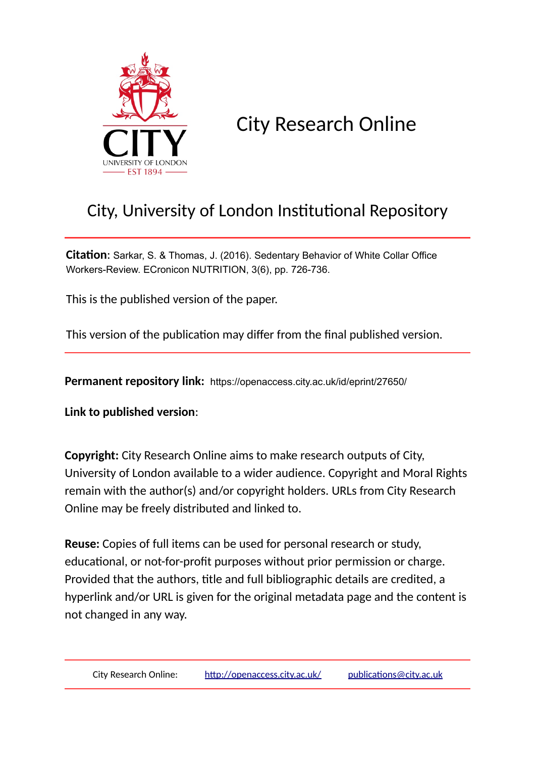# City Research Online

## City, University of London Institutional Repository

**Citation**: Sarkar, S. & Thomas, J. (2016). Sedentary Behavior of White Collar Office Workers-Review. ECronicon NUTRITION, 3(6), pp. 726-736.

This is the published version of the paper.

This version of the publication may differ from the final published version.

**Permanent repository link:** https://openaccess.city.ac.uk/id/eprint/27650/

**Link to published version**:

**Copyright:** City Research Online aims to make research outputs of City, University of London available to a wider audience. Copyright and Moral Rights remain with the author(s) and/or copyright holders. URLs from City Research Online may be freely distributed and linked to.

**Reuse:** Copies of full items can be used for personal research or study, educational, or not-for-profit purposes without prior permission or charge. Provided that the authors, title and full bibliographic details are credited, a hyperlink and/or URL is given for the original metadata page and the content is not changed in any way.

City Research Online: http://openaccess.city.ac.uk/ publications@city.ac.uk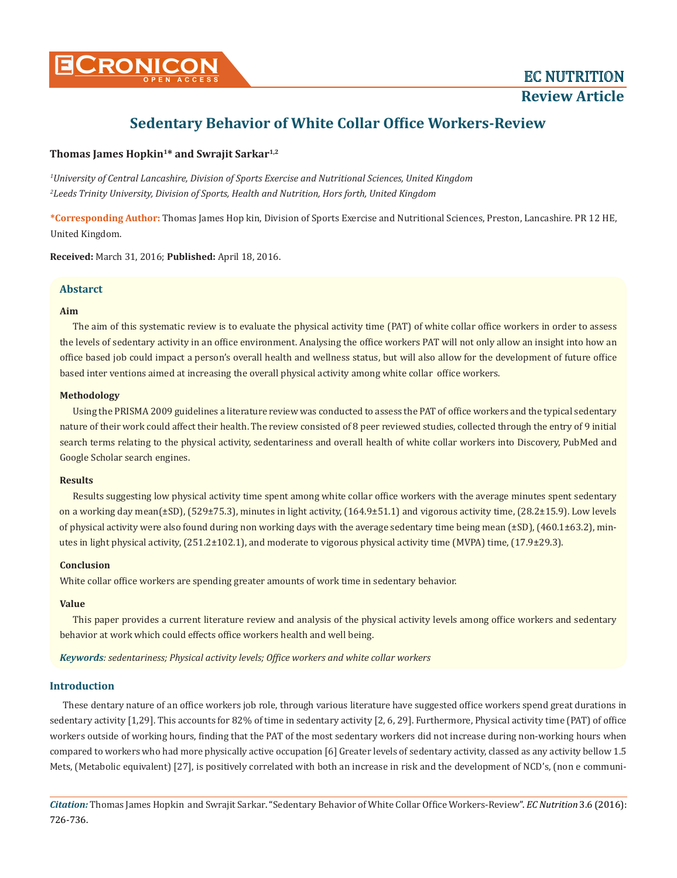# Sedentary Behavior of White Collar Office Workers-Review

**Thomas James Hopkin[1]* and Swrajit Sarkar[1,2]**

*[1]University of Central Lancashire, Division of Sports Exercise and Nutritional Sciences, United Kingdom*

*[2]Leeds Trinity University, Division of Sports, Health and Nutrition, Hors forth, United Kingdom*

**\*Corresponding Author:** Thomas James Hop kin, Division of Sports Exercise and Nutritional Sciences, Preston, Lancashire. PR 12 HE, United Kingdom.

**Received:** March 31, 2016; **Published:** April 18, 2016.

## Abstarct

### Aim

The aim of this systematic review is to evaluate the physical activity time (PAT) of white collar office workers in order to assess the levels of sedentary activity in an office environment. Analysing the office workers PAT will not only allow an insight into how an office based job could impact a person's overall health and wellness status, but will also allow for the development of future office based inter ventions aimed at increasing the overall physical activity among white collar office workers.

### Methodology

Using the PRISMA 2009 guidelines a literature review was conducted to assess the PAT of office workers and the typical sedentary nature of their work could affect their health. The review consisted of 8 peer reviewed studies, collected through the entry of 9 initial search terms relating to the physical activity, sedentariness and overall health of white collar workers into Discovery, PubMed and Google Scholar search engines.

### Results

Results suggesting low physical activity time spent among white collar office workers with the average minutes spent sedentary on a working day mean(±SD), (529±75.3), minutes in light activity, (164.9±51.1) and vigorous activity time, (28.2±15.9). Low levels of physical activity were also found during non working days with the average sedentary time being mean (±SD), (460.1±63.2), minutes in light physical activity, (251.2±102.1), and moderate to vigorous physical activity time (MVPA) time, (17.9±29.3).

### Conclusion

White collar office workers are spending greater amounts of work time in sedentary behavior.

### Value

This paper provides a current literature review and analysis of the physical activity levels among office workers and sedentary behavior at work which could effects office workers health and well being.

***Keywords**: sedentariness; Physical activity levels; Office workers and white collar workers*

## Introduction

These dentary nature of an office workers job role, through various literature have suggested office workers spend great durations in sedentary activity [1,29]. This accounts for 82% of time in sedentary activity [2, 6, 29]. Furthermore, Physical activity time (PAT) of office workers outside of working hours, finding that the PAT of the most sedentary workers did not increase during non-working hours when compared to workers who had more physically active occupation [6] Greater levels of sedentary activity, classed as any activity bellow 1.5 Mets, (Metabolic equivalent) [27], is positively correlated with both an increase in risk and the development of NCD's, (non e communi-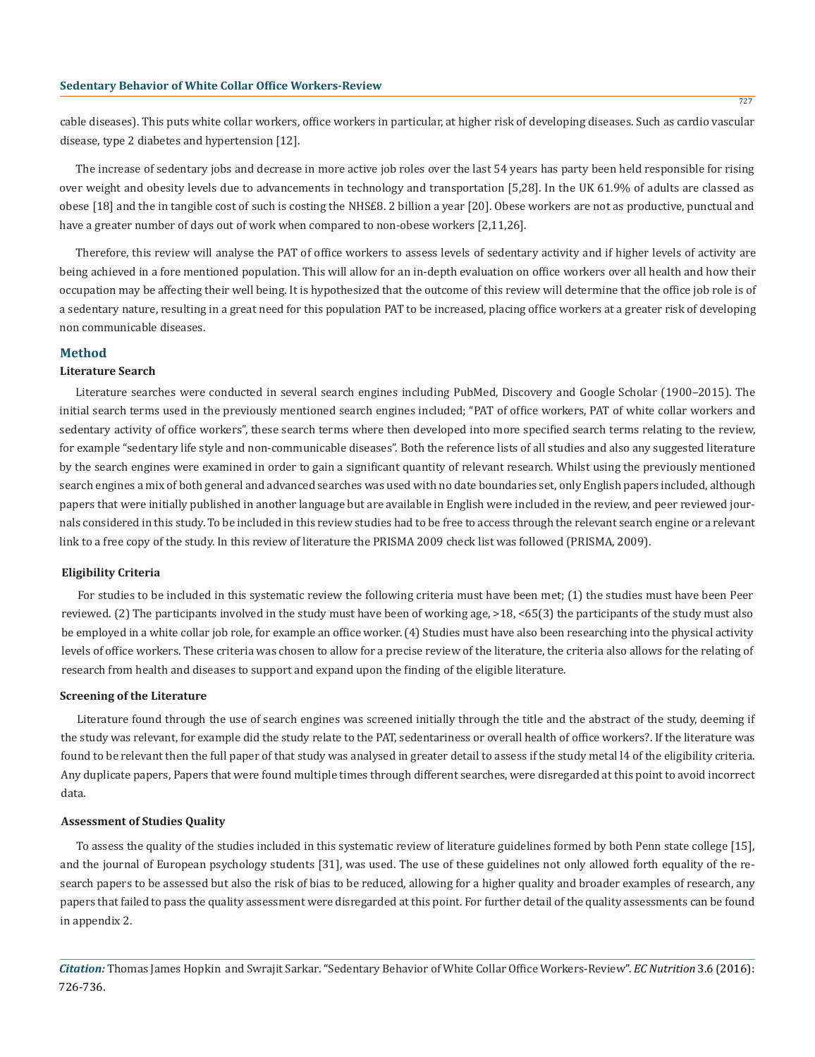cable diseases). This puts white collar workers, office workers in particular, at higher risk of developing diseases. Such as cardio vascular disease, type 2 diabetes and hypertension [12].

The increase of sedentary jobs and decrease in more active job roles over the last 54 years has party been held responsible for rising over weight and obesity levels due to advancements in technology and transportation [5,28]. In the UK 61.9% of adults are classed as obese [18] and the in tangible cost of such is costing the NHS£8. 2 billion a year [20]. Obese workers are not as productive, punctual and have a greater number of days out of work when compared to non-obese workers [2,11,26].

Therefore, this review will analyse the PAT of office workers to assess levels of sedentary activity and if higher levels of activity are being achieved in a fore mentioned population. This will allow for an in-depth evaluation on office workers over all health and how their occupation may be affecting their well being. It is hypothesized that the outcome of this review will determine that the office job role is of a sedentary nature, resulting in a great need for this population PAT to be increased, placing office workers at a greater risk of developing non communicable diseases.

## Method

### Literature Search

Literature searches were conducted in several search engines including PubMed, Discovery and Google Scholar (1900–2015). The initial search terms used in the previously mentioned search engines included; "PAT of office workers, PAT of white collar workers and sedentary activity of office workers", these search terms where then developed into more specified search terms relating to the review, for example "sedentary life style and non-communicable diseases". Both the reference lists of all studies and also any suggested literature by the search engines were examined in order to gain a significant quantity of relevant research. Whilst using the previously mentioned search engines a mix of both general and advanced searches was used with no date boundaries set, only English papers included, although papers that were initially published in another language but are available in English were included in the review, and peer reviewed journals considered in this study. To be included in this review studies had to be free to access through the relevant search engine or a relevant link to a free copy of the study. In this review of literature the PRISMA 2009 check list was followed (PRISMA, 2009).

### Eligibility Criteria

For studies to be included in this systematic review the following criteria must have been met; (1) the studies must have been Peer reviewed. (2) The participants involved in the study must have been of working age, >18, <65(3) the participants of the study must also be employed in a white collar job role, for example an office worker. (4) Studies must have also been researching into the physical activity levels of office workers. These criteria was chosen to allow for a precise review of the literature, the criteria also allows for the relating of research from health and diseases to support and expand upon the finding of the eligible literature.

### Screening of the Literature

Literature found through the use of search engines was screened initially through the title and the abstract of the study, deeming if the study was relevant, for example did the study relate to the PAT, sedentariness or overall health of office workers?. If the literature was found to be relevant then the full paper of that study was analysed in greater detail to assess if the study metal l4 of the eligibility criteria. Any duplicate papers, Papers that were found multiple times through different searches, were disregarded at this point to avoid incorrect data.

### Assessment of Studies Quality

To assess the quality of the studies included in this systematic review of literature guidelines formed by both Penn state college [15], and the journal of European psychology students [31], was used. The use of these guidelines not only allowed forth equality of the research papers to be assessed but also the risk of bias to be reduced, allowing for a higher quality and broader examples of research, any papers that failed to pass the quality assessment were disregarded at this point. For further detail of the quality assessments can be found in appendix 2.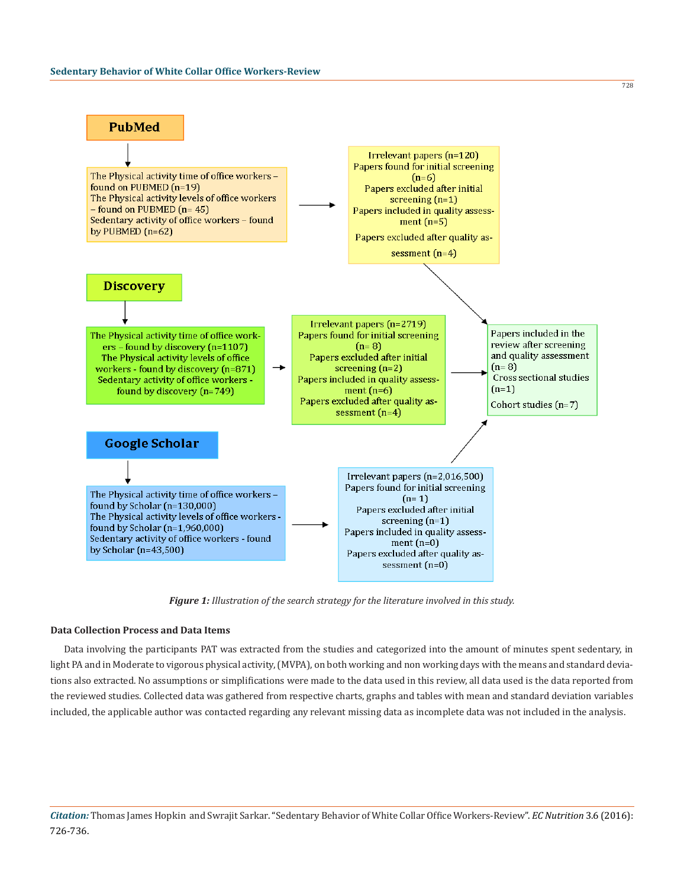PubMed

The Physical activity time of office workers – found on PUBMED (n=19)
The Physical activity levels of office workers – found on PUBMED (n= 45)
Sedentary activity of office workers – found by PUBMED (n=62)

Irrelevant papers (n=120)
Papers found for initial screening (n=6)
Papers excluded after initial screening (n=1)
Papers included in quality assessment (n=5)
Papers excluded after quality assessment (n=4)

Discovery

The Physical activity time of office workers – found by discovery (n=1107)
The Physical activity levels of office workers - found by discovery (n=871)
Sedentary activity of office workers - found by discovery (n=749)

Irrelevant papers (n=2719)
Papers found for initial screening (n= 8)
Papers excluded after initial screening (n=2)
Papers included in quality assessment (n=6)
Papers excluded after quality assessment (n=4)

Papers included in the review after screening and quality assessment (n= 8)
Cross sectional studies (n=1)
Cohort studies (n=7)

Google Scholar

The Physical activity time of office workers – found by Scholar (n=130,000)
The Physical activity levels of office workers - found by Scholar (n=1,960,000)
Sedentary activity of office workers - found by Scholar (n=43,500)

Irrelevant papers (n=2,016,500)
Papers found for initial screening (n= 1)
Papers excluded after initial screening (n=1)
Papers included in quality assessment (n=0)
Papers excluded after quality assessment (n=0)

***Figure 1:*** *Illustration of the search strategy for the literature involved in this study.*

### Data Collection Process and Data Items

Data involving the participants PAT was extracted from the studies and categorized into the amount of minutes spent sedentary, in light PA and in Moderate to vigorous physical activity, (MVPA), on both working and non working days with the means and standard deviations also extracted. No assumptions or simplifications were made to the data used in this review, all data used is the data reported from the reviewed studies. Collected data was gathered from respective charts, graphs and tables with mean and standard deviation variables included, the applicable author was contacted regarding any relevant missing data as incomplete data was not included in the analysis.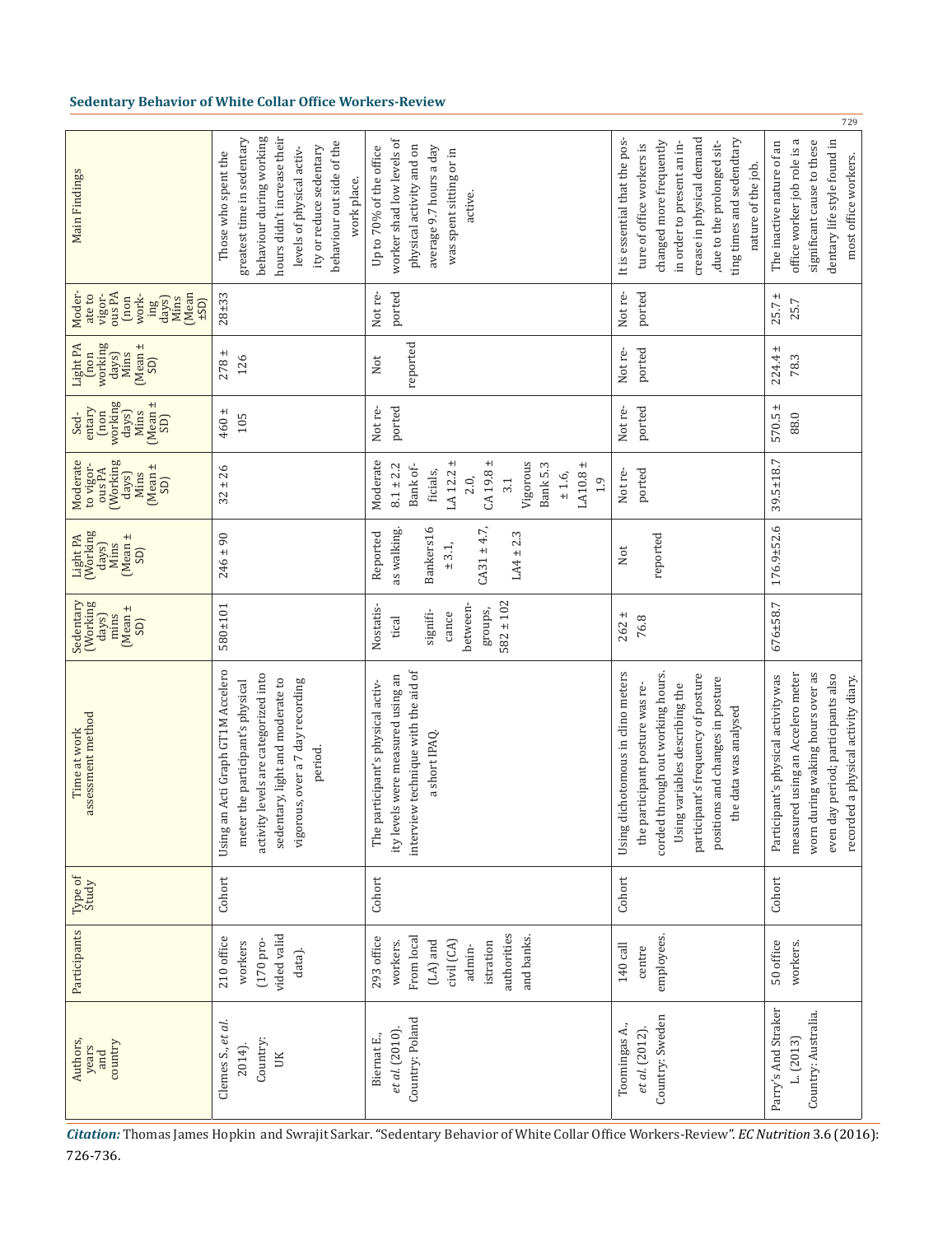| Authors, years and country | Participants | Type of Study | Time at work assessment method | Sedentary (Working days) mins (Mean ± SD) | Light PA (Working days) Mins (Mean ± SD) | Moderate to vigorous PA (Working days) Mins (Mean ± SD) | Sedentary (non working days) Mins (Mean ± SD) | Light PA (non working days) Mins (Mean ± SD) | Moderate to vigorous PA (non working days) Mins (Mean ±SD) | Main Findings |
|---|---|---|---|---|---|---|---|---|---|---|
| Clemes S., *et al.* 2014). Country: UK | 210 office workers (170 provided valid data). | Cohort | Using an Acti Graph GT1M Accelero meter the participant's physical activity levels are categorized into sedentary, light and moderate to vigorous, over a 7 day recording period. | 580±101 | 246 ± 90 | 32 ± 26 | 460 ± 105 | 278 ± 126 | 28±33 | Those who spent the greatest time in sedentary behaviour during working hours didn't increase their levels of physical activity or reduce sedentary behaviour out side of the work place. |
| Biernat E., *et al.* (2010). Country: Poland | 293 office workers. From local (LA) and civil (CA) administration authorities and banks. | Cohort | The participant's physical activity levels were measured using an interview technique with the aid of a short IPAQ. | Nostatistical significance between-groups, 582 ± 102 | Reported as walking. Bankers16 ± 3.1, CA31 ± 4.7, LA4 ± 2.3 | Moderate 8.1 ± 2.2 Bank officials, LA 12.2 ± 2.0, CA 19.8 ± 3.1 Vigorous Bank 5.3 ± 1.6, LA10.8 ± 1.9 | Not reported | Not reported | Not reported | Up to 70% of the office worker shad low levels of physical activity and on average 9.7 hours a day was spent sitting or in active. |
| Toomingas A., *et al.* (2012). Country: Sweden | 140 call centre employees. | Cohort | Using dichotomous in dino meters the participant posture was recorded through out working hours. Using variables describing the participant's frequency of posture positions and changes in posture the data was analysed | 262 ± 76.8 | Not reported | Not reported | Not reported | Not reported | Not reported | It is essential that the posture of office workers is changed more frequently in order to present an increase in physical demand ,due to the prolonged sitting times and sedendtary nature of the job. |
| Parry's And Straker L. (2013) Country: Australia. | 50 office workers. | Cohort | Participant's physical activity was measured using an Accelero meter worn during waking hours over as even day period; participants also recorded a physical activity diary. | 676±58.7 | 176.9±52.6 | 39.5±18.7 | 570.5 ± 88.0 | 224.4 ± 78.3 | 25.7 ± 25.7 | The inactive nature of an office worker job role is a significant cause to these dentary life style found in most office workers. |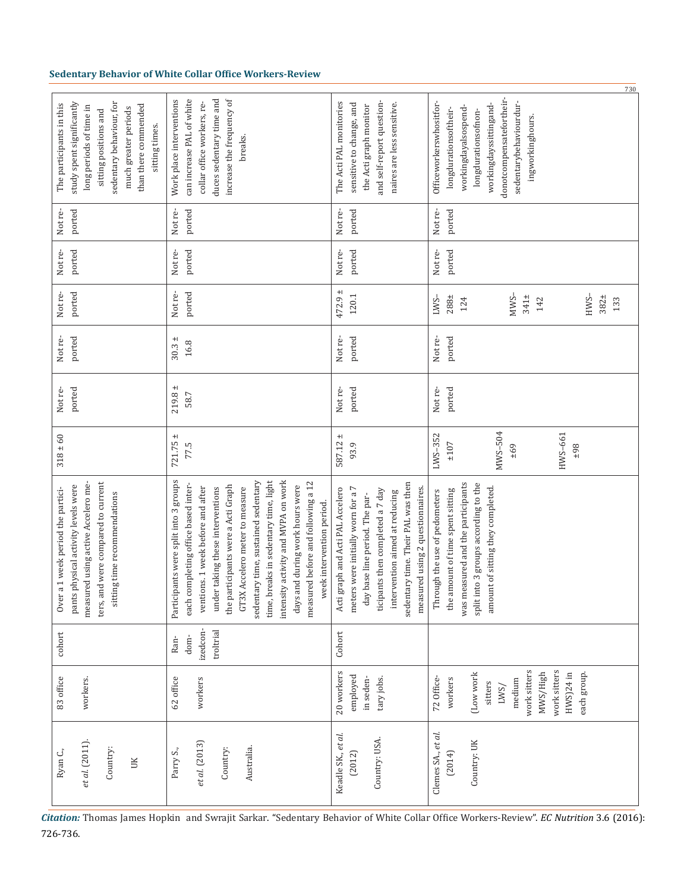| Ryan C., et al. (2011). Country: UK | 83 office workers. | cohort | Over a 1 week period the participants physical activity levels were measured using active Accelero meters, and were compared to current sitting time recommendations | 318 ± 60 | Not reported | Not reported | Not reported | Not reported | Not reported | The participants in this study spent significantly long periods of time in sitting positions and sedentary behaviour, for much greater periods than there commended sitting times. |
|---|---|---|---|---|---|---|---|---|---|---|
| Parry S., et al. (2013) Country: Australia. | 62 office workers | Randomizedcontroltrial | Participants were split into 3 groups each completing office based interventions. 1 week before and after under taking these interventions the participants were a Acti Graph GT3X Accelero meter to measure sedentary time, sustained sedentary time, breaks in sedentary time, light intensity activity and MVPA on work days and during work hours were measured before and following a 12 week intervention period. | 721.75 ± 77.5 | 219.8 ± 58.7 | 30.3 ± 16.8 | Not reported | Not reported | Not reported | Work place interventions can increase PAL of white collar office workers, reduces sedentary time and increase the frequency of breaks. |
| Keadle SK., et al. (2012) Country: USA. | 20 workers employed in sedentary jobs. | Cohort | Acti graph and Acti PAL Accelero meters were initially worn for a 7 day base line period. The participants then completed a 7 day intervention aimed at reducing sedentary time. Their PAL was then measured using 2 questionnaires. | 587.12 ± 93.9 | Not reported | Not reported | 472.9 ± 120.1 | Not reported | Not reported | The Acti PAL monitories sensitive to change, and the Acti graph monitor and self-report questionnaires are less sensitive. |
| Clemes SA., et al. (2014) Country: UK | 72 Office-workers (Low work sitters LWS/ medium work sitters MWS/High work sitters HWS)24 in each group. | | Through the use of pedometers the amount of time spent sitting was measured and the participants split into 3 groups according to the amount of sitting they completed. | LWS–352 ±107 MWS–504 ±69 HWS–661 ±98 | Not reported | Not reported | LWS–288± 124 MWS–341± 142 HWS–382± 133 | Not reported | Not reported | Officeworkerswhositforlongdurationsoftheirworkingdayalsospendlongdurationsofnonworkingdayssittinganddonotcompensatefortheirsedentarybehaviourduringworkinghours. |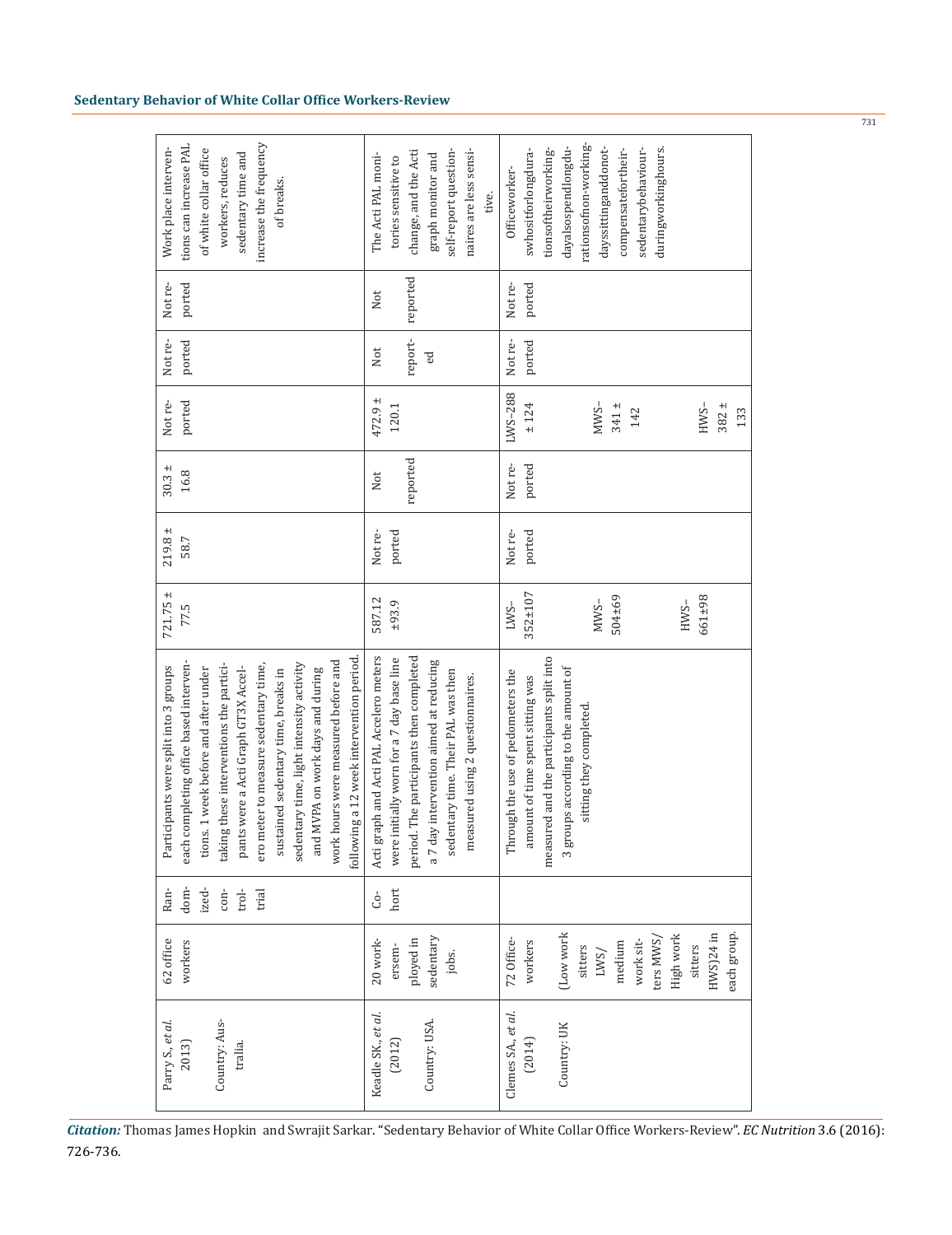| Parry S., *et al.* (2013) Country: Australia. | 62 office workers | Randomized controlled trial | Participants were split into 3 groups each completing office based interventions. 1 week before and after undertaking these interventions the participants were a Acti Graph GT3X Accelero meter to measure sedentary time, sustained sedentary time, breaks in sedentary time, light intensity activity and MVPA on work days and during work hours were measured before and following a 12 week intervention period. | 721.75 ± 77.5 | 219.8 ± 58.7 | 30.3 ± 16.8 | Not reported | Not reported | Not reported | Work place interventions can increase PAL of white collar office workers, reduces sedentary time and increase the frequency of breaks. |
|---|---|---|---|---|---|---|---|---|---|---|
| Keadle SK., *et al.* (2012) Country: USA. | 20 workers employed in sedentary jobs. | Cohort | Acti graph and Acti PAL Accelero meters were initially worn for a 7 day base line period. The participants then completed a 7 day intervention aimed at reducing sedentary time. Their PAL was then measured using 2 questionnaires. | 587.12 ±93.9 | Not reported | Not reported | 472.9 ± 120.1 | Not reported | Not reported | The Acti PAL monitories sensitive to change, and the Acti graph monitor and self-report questionnaires are less sensitive. |
| Clemes SA., *et al.* (2014) Country: UK | 72 Office-workers (Low work sitters LWS/ medium work sitters MWS/ High work sitters HWS)24 in each group. | | Through the use of pedometers the amount of time spent sitting was measured and the participants split into 3 groups according to the amount of sitting they completed. | LWS–352±107 MWS–504±69 HWS–661±98 | Not reported | Not reported | LWS–288 ± 124 MWS–341 ± 142 HWS–382 ± 133 | Not reported | Not reported | Officeworkerswhositforlongdurationsoftheirworkingdayalsospendlongdurationsofnon-workingdayssittinganddonotcompensatefortheirsedentarybehaviourduringworkinghours. |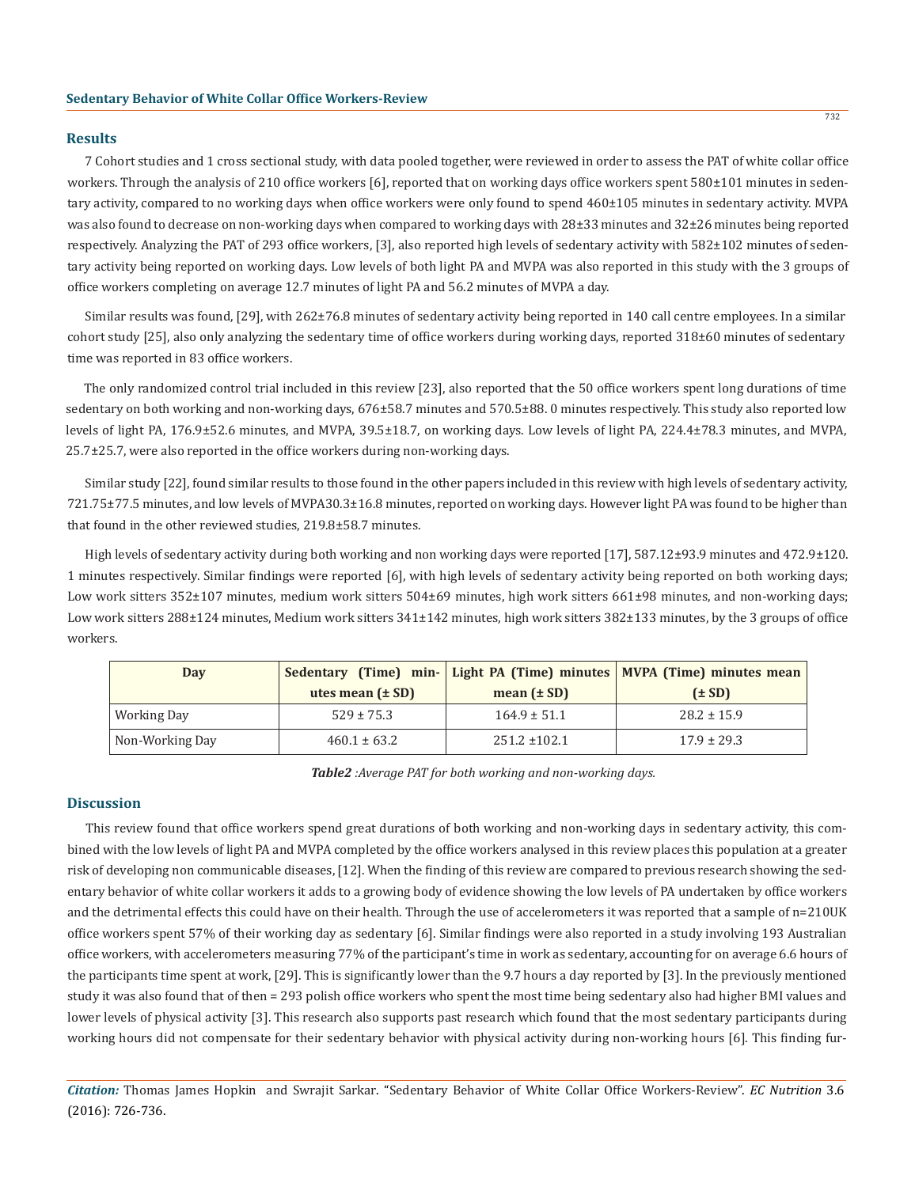## Results

7 Cohort studies and 1 cross sectional study, with data pooled together, were reviewed in order to assess the PAT of white collar office workers. Through the analysis of 210 office workers [6], reported that on working days office workers spent 580±101 minutes in sedentary activity, compared to no working days when office workers were only found to spend 460±105 minutes in sedentary activity. MVPA was also found to decrease on non-working days when compared to working days with 28±33 minutes and 32±26 minutes being reported respectively. Analyzing the PAT of 293 office workers, [3], also reported high levels of sedentary activity with 582±102 minutes of sedentary activity being reported on working days. Low levels of both light PA and MVPA was also reported in this study with the 3 groups of office workers completing on average 12.7 minutes of light PA and 56.2 minutes of MVPA a day.

Similar results was found, [29], with 262±76.8 minutes of sedentary activity being reported in 140 call centre employees. In a similar cohort study [25], also only analyzing the sedentary time of office workers during working days, reported 318±60 minutes of sedentary time was reported in 83 office workers.

The only randomized control trial included in this review [23], also reported that the 50 office workers spent long durations of time sedentary on both working and non-working days, 676±58.7 minutes and 570.5±88. 0 minutes respectively. This study also reported low levels of light PA, 176.9±52.6 minutes, and MVPA, 39.5±18.7, on working days. Low levels of light PA, 224.4±78.3 minutes, and MVPA, 25.7±25.7, were also reported in the office workers during non-working days.

Similar study [22], found similar results to those found in the other papers included in this review with high levels of sedentary activity, 721.75±77.5 minutes, and low levels of MVPA30.3±16.8 minutes, reported on working days. However light PA was found to be higher than that found in the other reviewed studies, 219.8±58.7 minutes.

High levels of sedentary activity during both working and non working days were reported [17], 587.12±93.9 minutes and 472.9±120. 1 minutes respectively. Similar findings were reported [6], with high levels of sedentary activity being reported on both working days; Low work sitters 352±107 minutes, medium work sitters 504±69 minutes, high work sitters 661±98 minutes, and non-working days; Low work sitters 288±124 minutes, Medium work sitters 341±142 minutes, high work sitters 382±133 minutes, by the 3 groups of office workers.

| Day | Sedentary (Time) minutes mean (± SD) | Light PA (Time) minutes mean (± SD) | MVPA (Time) minutes mean (± SD) |
|---|---|---|---|
| Working Day | 529 ± 75.3 | 164.9 ± 51.1 | 28.2 ± 15.9 |
| Non-Working Day | 460.1 ± 63.2 | 251.2 ±102.1 | 17.9 ± 29.3 |

***Table2** :Average PAT for both working and non-working days.*

## Discussion

This review found that office workers spend great durations of both working and non-working days in sedentary activity, this combined with the low levels of light PA and MVPA completed by the office workers analysed in this review places this population at a greater risk of developing non communicable diseases, [12]. When the finding of this review are compared to previous research showing the sedentary behavior of white collar workers it adds to a growing body of evidence showing the low levels of PA undertaken by office workers and the detrimental effects this could have on their health. Through the use of accelerometers it was reported that a sample of n=210UK office workers spent 57% of their working day as sedentary [6]. Similar findings were also reported in a study involving 193 Australian office workers, with accelerometers measuring 77% of the participant's time in work as sedentary, accounting for on average 6.6 hours of the participants time spent at work, [29]. This is significantly lower than the 9.7 hours a day reported by [3]. In the previously mentioned study it was also found that of then = 293 polish office workers who spent the most time being sedentary also had higher BMI values and lower levels of physical activity [3]. This research also supports past research which found that the most sedentary participants during working hours did not compensate for their sedentary behavior with physical activity during non-working hours [6]. This finding fur-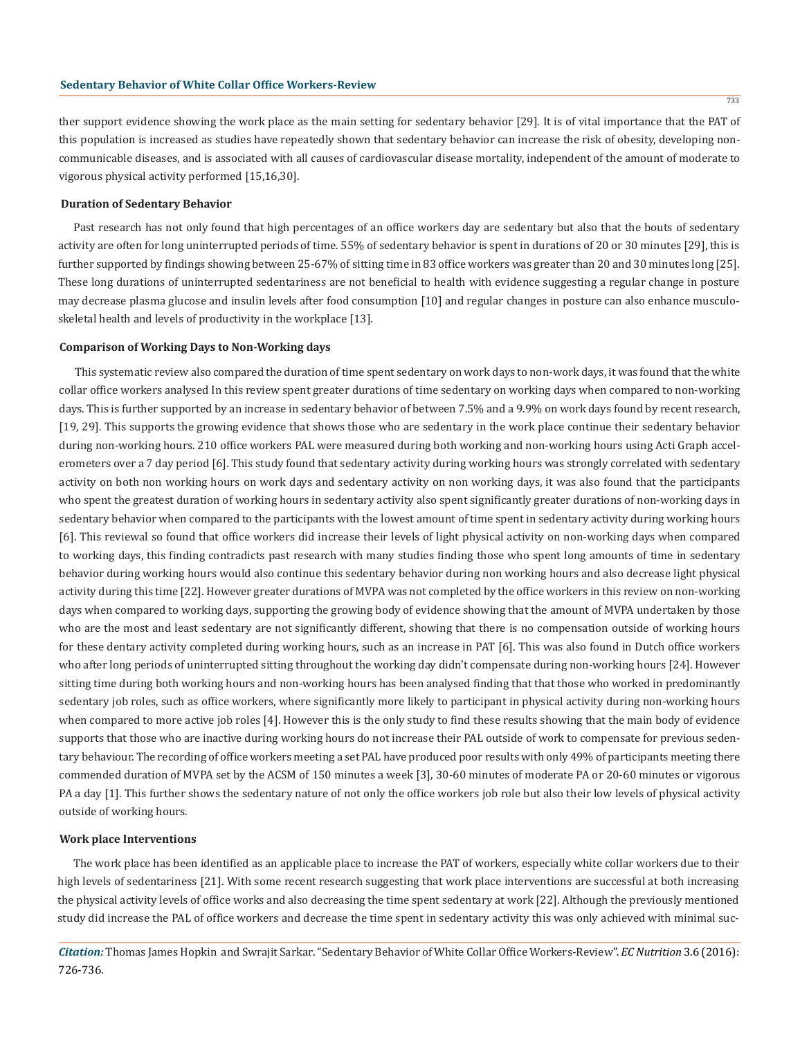ther support evidence showing the work place as the main setting for sedentary behavior [29]. It is of vital importance that the PAT of this population is increased as studies have repeatedly shown that sedentary behavior can increase the risk of obesity, developing non-communicable diseases, and is associated with all causes of cardiovascular disease mortality, independent of the amount of moderate to vigorous physical activity performed [15,16,30].

### Duration of Sedentary Behavior

Past research has not only found that high percentages of an office workers day are sedentary but also that the bouts of sedentary activity are often for long uninterrupted periods of time. 55% of sedentary behavior is spent in durations of 20 or 30 minutes [29], this is further supported by findings showing between 25-67% of sitting time in 83 office workers was greater than 20 and 30 minutes long [25]. These long durations of uninterrupted sedentariness are not beneficial to health with evidence suggesting a regular change in posture may decrease plasma glucose and insulin levels after food consumption [10] and regular changes in posture can also enhance musculo-skeletal health and levels of productivity in the workplace [13].

### Comparison of Working Days to Non-Working days

This systematic review also compared the duration of time spent sedentary on work days to non-work days, it was found that the white collar office workers analysed In this review spent greater durations of time sedentary on working days when compared to non-working days. This is further supported by an increase in sedentary behavior of between 7.5% and a 9.9% on work days found by recent research, [19, 29]. This supports the growing evidence that shows those who are sedentary in the work place continue their sedentary behavior during non-working hours. 210 office workers PAL were measured during both working and non-working hours using Acti Graph accelerometers over a 7 day period [6]. This study found that sedentary activity during working hours was strongly correlated with sedentary activity on both non working hours on work days and sedentary activity on non working days, it was also found that the participants who spent the greatest duration of working hours in sedentary activity also spent significantly greater durations of non-working days in sedentary behavior when compared to the participants with the lowest amount of time spent in sedentary activity during working hours [6]. This reviewal so found that office workers did increase their levels of light physical activity on non-working days when compared to working days, this finding contradicts past research with many studies finding those who spent long amounts of time in sedentary behavior during working hours would also continue this sedentary behavior during non working hours and also decrease light physical activity during this time [22]. However greater durations of MVPA was not completed by the office workers in this review on non-working days when compared to working days, supporting the growing body of evidence showing that the amount of MVPA undertaken by those who are the most and least sedentary are not significantly different, showing that there is no compensation outside of working hours for these dentary activity completed during working hours, such as an increase in PAT [6]. This was also found in Dutch office workers who after long periods of uninterrupted sitting throughout the working day didn't compensate during non-working hours [24]. However sitting time during both working hours and non-working hours has been analysed finding that that those who worked in predominantly sedentary job roles, such as office workers, where significantly more likely to participant in physical activity during non-working hours when compared to more active job roles [4]. However this is the only study to find these results showing that the main body of evidence supports that those who are inactive during working hours do not increase their PAL outside of work to compensate for previous sedentary behaviour. The recording of office workers meeting a set PAL have produced poor results with only 49% of participants meeting there commended duration of MVPA set by the ACSM of 150 minutes a week [3], 30-60 minutes of moderate PA or 20-60 minutes or vigorous PA a day [1]. This further shows the sedentary nature of not only the office workers job role but also their low levels of physical activity outside of working hours.

### Work place Interventions

The work place has been identified as an applicable place to increase the PAT of workers, especially white collar workers due to their high levels of sedentariness [21]. With some recent research suggesting that work place interventions are successful at both increasing the physical activity levels of office works and also decreasing the time spent sedentary at work [22]. Although the previously mentioned study did increase the PAL of office workers and decrease the time spent in sedentary activity this was only achieved with minimal suc-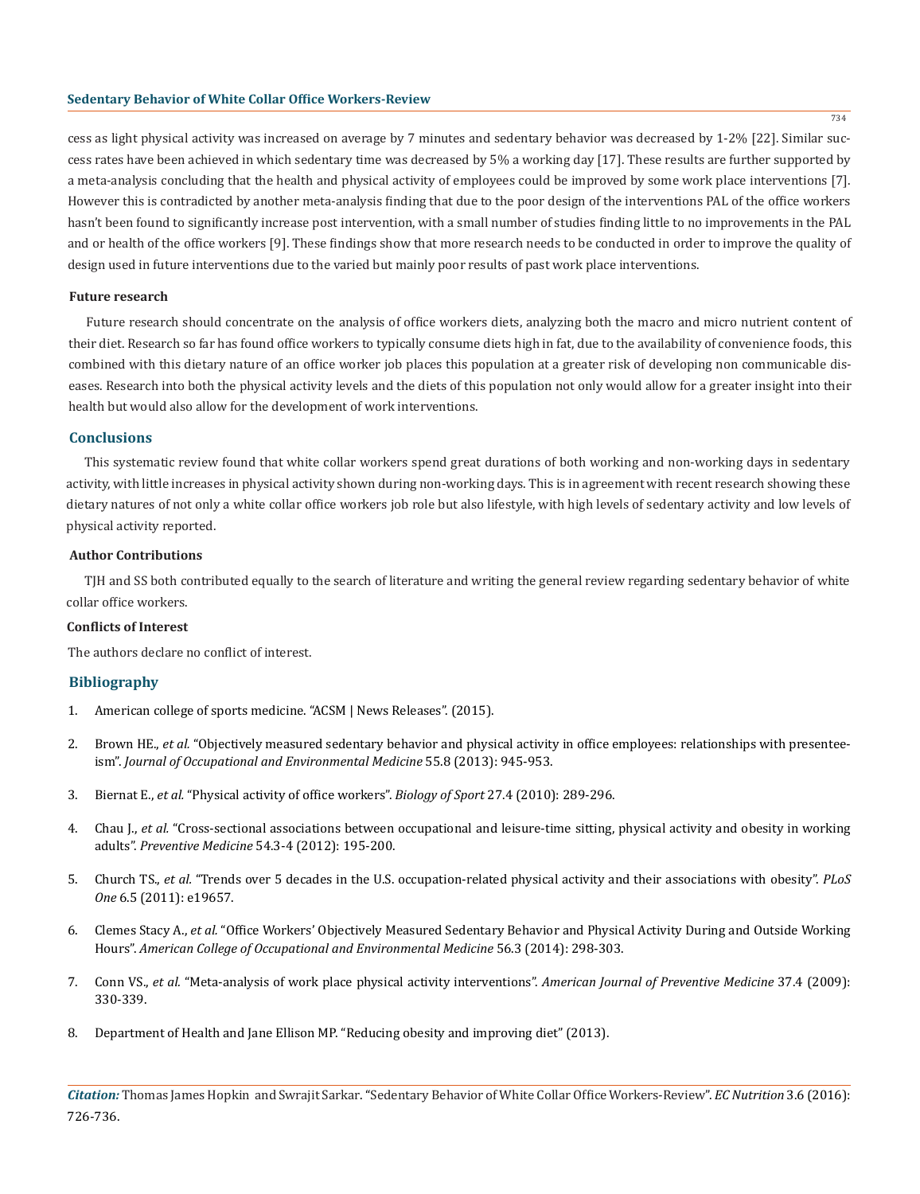cess as light physical activity was increased on average by 7 minutes and sedentary behavior was decreased by 1-2% [22]. Similar success rates have been achieved in which sedentary time was decreased by 5% a working day [17]. These results are further supported by a meta-analysis concluding that the health and physical activity of employees could be improved by some work place interventions [7]. However this is contradicted by another meta-analysis finding that due to the poor design of the interventions PAL of the office workers hasn't been found to significantly increase post intervention, with a small number of studies finding little to no improvements in the PAL and or health of the office workers [9]. These findings show that more research needs to be conducted in order to improve the quality of design used in future interventions due to the varied but mainly poor results of past work place interventions.

### Future research

Future research should concentrate on the analysis of office workers diets, analyzing both the macro and micro nutrient content of their diet. Research so far has found office workers to typically consume diets high in fat, due to the availability of convenience foods, this combined with this dietary nature of an office worker job places this population at a greater risk of developing non communicable diseases. Research into both the physical activity levels and the diets of this population not only would allow for a greater insight into their health but would also allow for the development of work interventions.

## Conclusions

This systematic review found that white collar workers spend great durations of both working and non-working days in sedentary activity, with little increases in physical activity shown during non-working days. This is in agreement with recent research showing these dietary natures of not only a white collar office workers job role but also lifestyle, with high levels of sedentary activity and low levels of physical activity reported.

### Author Contributions

TJH and SS both contributed equally to the search of literature and writing the general review regarding sedentary behavior of white collar office workers.

### Conflicts of Interest

The authors declare no conflict of interest.

## Bibliography

1. American college of sports medicine. "ACSM | News Releases". (2015).
2. Brown HE., *et al.* "Objectively measured sedentary behavior and physical activity in office employees: relationships with presenteeism". *Journal of Occupational and Environmental Medicine* 55.8 (2013): 945-953.
3. Biernat E., *et al.* "Physical activity of office workers". *Biology of Sport* 27.4 (2010): 289-296.
4. Chau J., *et al.* "Cross-sectional associations between occupational and leisure-time sitting, physical activity and obesity in working adults". *Preventive Medicine* 54.3-4 (2012): 195-200.
5. Church TS., *et al.* "Trends over 5 decades in the U.S. occupation-related physical activity and their associations with obesity". *PLoS One* 6.5 (2011): e19657.
6. Clemes Stacy A., *et al.* "Office Workers' Objectively Measured Sedentary Behavior and Physical Activity During and Outside Working Hours". *American College of Occupational and Environmental Medicine* 56.3 (2014): 298-303.
7. Conn VS., *et al.* "Meta-analysis of work place physical activity interventions". *American Journal of Preventive Medicine* 37.4 (2009): 330-339.
8. Department of Health and Jane Ellison MP. "Reducing obesity and improving diet" (2013).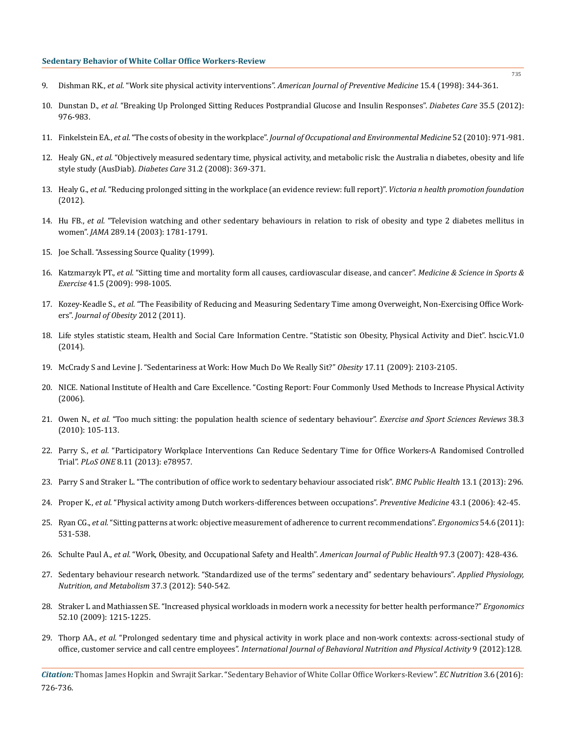9. Dishman RK., *et al.* "Work site physical activity interventions". *American Journal of Preventive Medicine* 15.4 (1998): 344-361.

10. Dunstan D., *et al.* "Breaking Up Prolonged Sitting Reduces Postprandial Glucose and Insulin Responses". *Diabetes Care* 35.5 (2012): 976-983.

11. Finkelstein EA., *et al.* "The costs of obesity in the workplace". *Journal of Occupational and Environmental Medicine* 52 (2010): 971-981.

12. Healy GN., *et al.* "Objectively measured sedentary time, physical activity, and metabolic risk: the Australia n diabetes, obesity and life style study (AusDiab). *Diabetes Care* 31.2 (2008): 369-371.

13. Healy G., *et al.* "Reducing prolonged sitting in the workplace (an evidence review: full report)". *Victoria n health promotion foundation* (2012).

14. Hu FB., *et al.* "Television watching and other sedentary behaviours in relation to risk of obesity and type 2 diabetes mellitus in women". *JAMA* 289.14 (2003): 1781-1791.

15. Joe Schall. "Assessing Source Quality (1999).

16. Katzmarzyk PT., *et al.* "Sitting time and mortality form all causes, cardiovascular disease, and cancer". *Medicine & Science in Sports & Exercise* 41.5 (2009): 998-1005.

17. Kozey-Keadle S., *et al.* "The Feasibility of Reducing and Measuring Sedentary Time among Overweight, Non-Exercising Office Workers". *Journal of Obesity* 2012 (2011).

18. Life styles statistic steam, Health and Social Care Information Centre. "Statistic son Obesity, Physical Activity and Diet". hscic.V1.0 (2014).

19. McCrady S and Levine J. "Sedentariness at Work: How Much Do We Really Sit?" *Obesity* 17.11 (2009): 2103-2105.

20. NICE. National Institute of Health and Care Excellence. "Costing Report: Four Commonly Used Methods to Increase Physical Activity (2006).

21. Owen N., *et al.* "Too much sitting: the population health science of sedentary behaviour". *Exercise and Sport Sciences Reviews* 38.3 (2010): 105-113.

22. Parry S., *et al.* "Participatory Workplace Interventions Can Reduce Sedentary Time for Office Workers-A Randomised Controlled Trial". *PLoS ONE* 8.11 (2013): e78957.

23. Parry S and Straker L. "The contribution of office work to sedentary behaviour associated risk". *BMC Public Health* 13.1 (2013): 296.

24. Proper K., *et al.* "Physical activity among Dutch workers-differences between occupations". *Preventive Medicine* 43.1 (2006): 42-45.

25. Ryan CG., *et al.* "Sitting patterns at work: objective measurement of adherence to current recommendations". *Ergonomics* 54.6 (2011): 531-538.

26. Schulte Paul A., *et al.* "Work, Obesity, and Occupational Safety and Health". *American Journal of Public Health* 97.3 (2007): 428-436.

27. Sedentary behaviour research network. "Standardized use of the terms" sedentary and" sedentary behaviours". *Applied Physiology, Nutrition, and Metabolism* 37.3 (2012): 540-542.

28. Straker L and Mathiassen SE. "Increased physical workloads in modern work a necessity for better health performance?" *Ergonomics* 52.10 (2009): 1215-1225.

29. Thorp AA., *et al.* "Prolonged sedentary time and physical activity in work place and non-work contexts: across-sectional study of office, customer service and call centre employees". *International Journal of Behavioral Nutrition and Physical Activity* 9 (2012):128.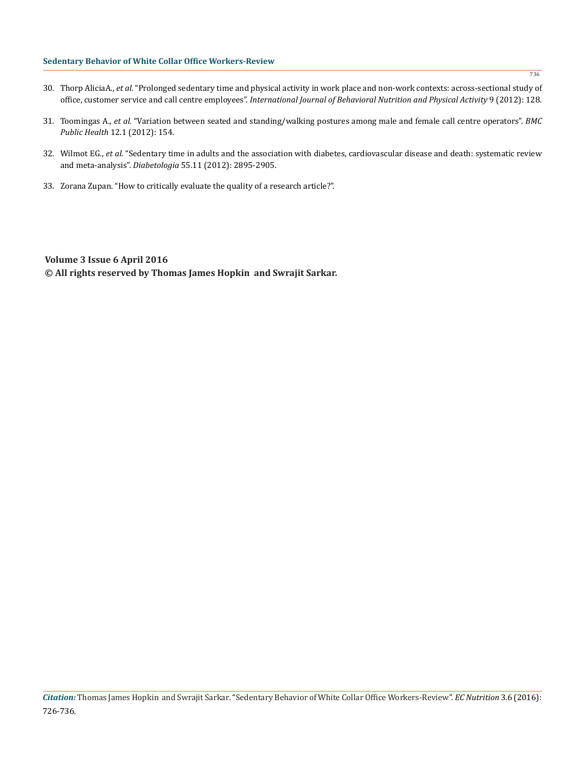30. Thorp AliciaA., *et al.* "Prolonged sedentary time and physical activity in work place and non-work contexts: across-sectional study of office, customer service and call centre employees". *International Journal of Behavioral Nutrition and Physical Activity* 9 (2012): 128.

31. Toomingas A., *et al.* "Variation between seated and standing/walking postures among male and female call centre operators". *BMC Public Health* 12.1 (2012): 154.

32. Wilmot EG., *et al.* "Sedentary time in adults and the association with diabetes, cardiovascular disease and death: systematic review and meta-analysis". *Diabetologia* 55.11 (2012): 2895-2905.

33. Zorana Zupan. "How to critically evaluate the quality of a research article?".

**Volume 3 Issue 6 April 2016**
**© All rights reserved by Thomas James Hopkin and Swrajit Sarkar.**